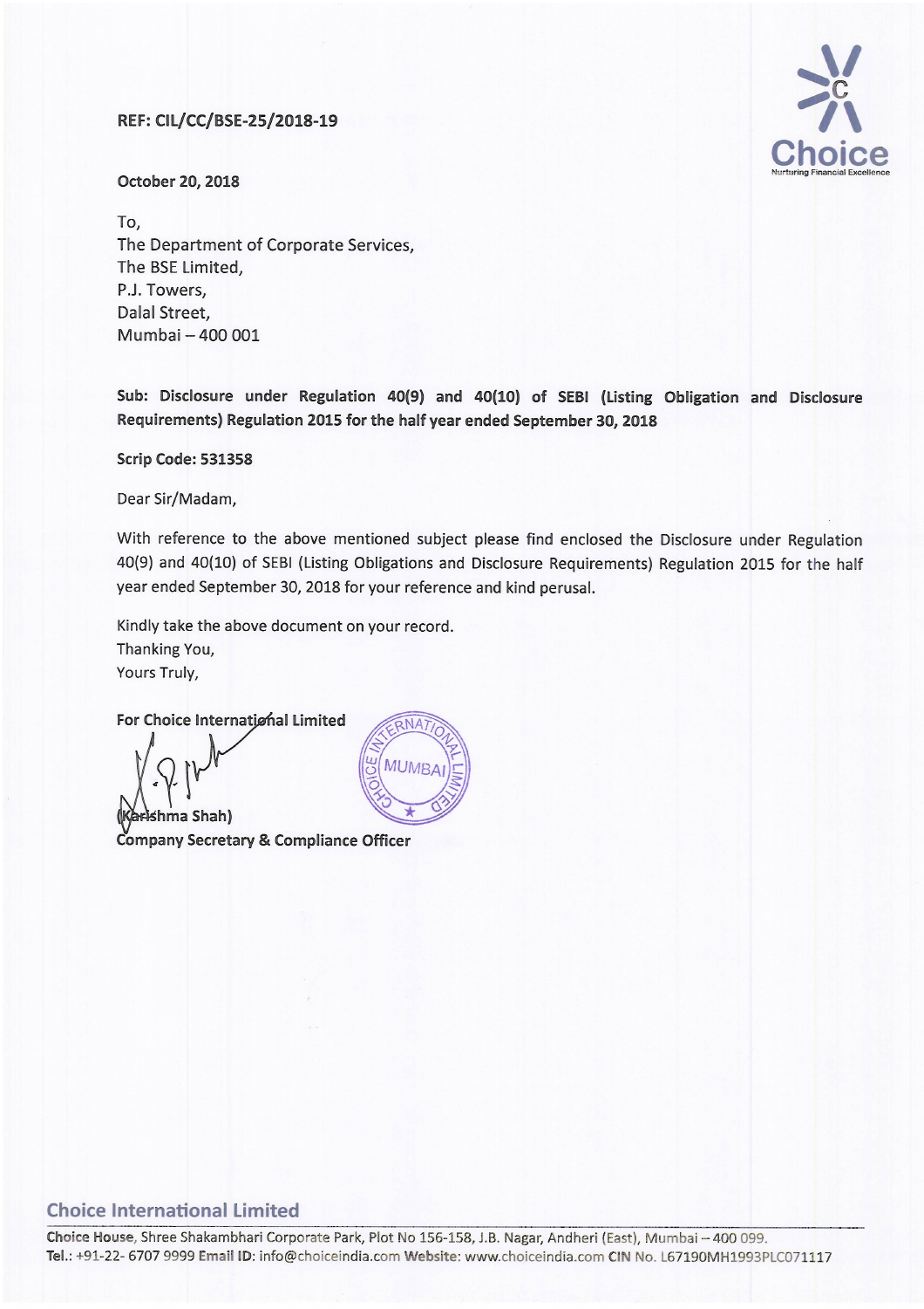**REF: CIL/CC/BSE-25/2018-19**

**October 20, 2018**

To,
The Department of Corporate Services,
The BSE Limited,
P.J. Towers,
Dalal Street,
Mumbai – 400 001

**Sub: Disclosure under Regulation 40(9) and 40(10) of SEBI (Listing Obligation and Disclosure Requirements) Regulation 2015 for the half year ended September 30, 2018**

**Scrip Code: 531358**

Dear Sir/Madam,

With reference to the above mentioned subject please find enclosed the Disclosure under Regulation 40(9) and 40(10) of SEBI (Listing Obligations and Disclosure Requirements) Regulation 2015 for the half year ended September 30, 2018 for your reference and kind perusal.

Kindly take the above document on your record.
Thanking You,
Yours Truly,

**For Choice International Limited**

**(Karishma Shah)**
**Company Secretary & Compliance Officer**

**Choice International Limited**

**Choice House**, Shree Shakambhari Corporate Park, Plot No 156-158, J.B. Nagar, Andheri (East), Mumbai – 400 099.
**Tel.:** +91-22- 6707 9999 **Email ID:** info@choiceindia.com **Website:** www.choiceindia.com **CIN No.** L67190MH1993PLC071117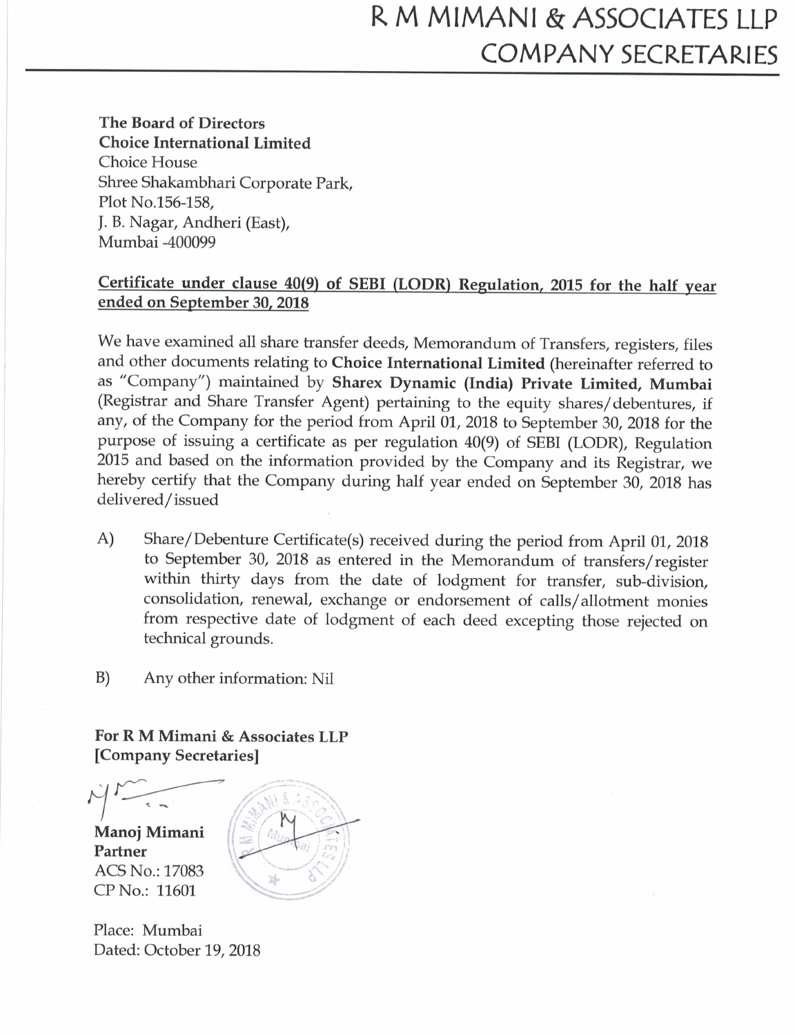# R M MIMANI & ASSOCIATES LLP
## COMPANY SECRETARIES

**The Board of Directors**
**Choice International Limited**
Choice House
Shree Shakambhari Corporate Park,
Plot No.156-158,
J. B. Nagar, Andheri (East),
Mumbai -400099

**Certificate under clause 40(9) of SEBI (LODR) Regulation, 2015 for the half year ended on September 30, 2018**

We have examined all share transfer deeds, Memorandum of Transfers, registers, files and other documents relating to **Choice International Limited** (hereinafter referred to as "Company") maintained by **Sharex Dynamic (India) Private Limited, Mumbai** (Registrar and Share Transfer Agent) pertaining to the equity shares/debentures, if any, of the Company for the period from April 01, 2018 to September 30, 2018 for the purpose of issuing a certificate as per regulation 40(9) of SEBI (LODR), Regulation 2015 and based on the information provided by the Company and its Registrar, we hereby certify that the Company during half year ended on September 30, 2018 has delivered/issued

A) Share/Debenture Certificate(s) received during the period from April 01, 2018 to September 30, 2018 as entered in the Memorandum of transfers/register within thirty days from the date of lodgment for transfer, sub-division, consolidation, renewal, exchange or endorsement of calls/allotment monies from respective date of lodgment of each deed excepting those rejected on technical grounds.

B) Any other information: Nil

**For R M Mimani & Associates LLP**
**[Company Secretaries]**

**Manoj Mimani**
**Partner**
ACS No.: 17083
CP No.: 11601

Place: Mumbai
Dated: October 19, 2018